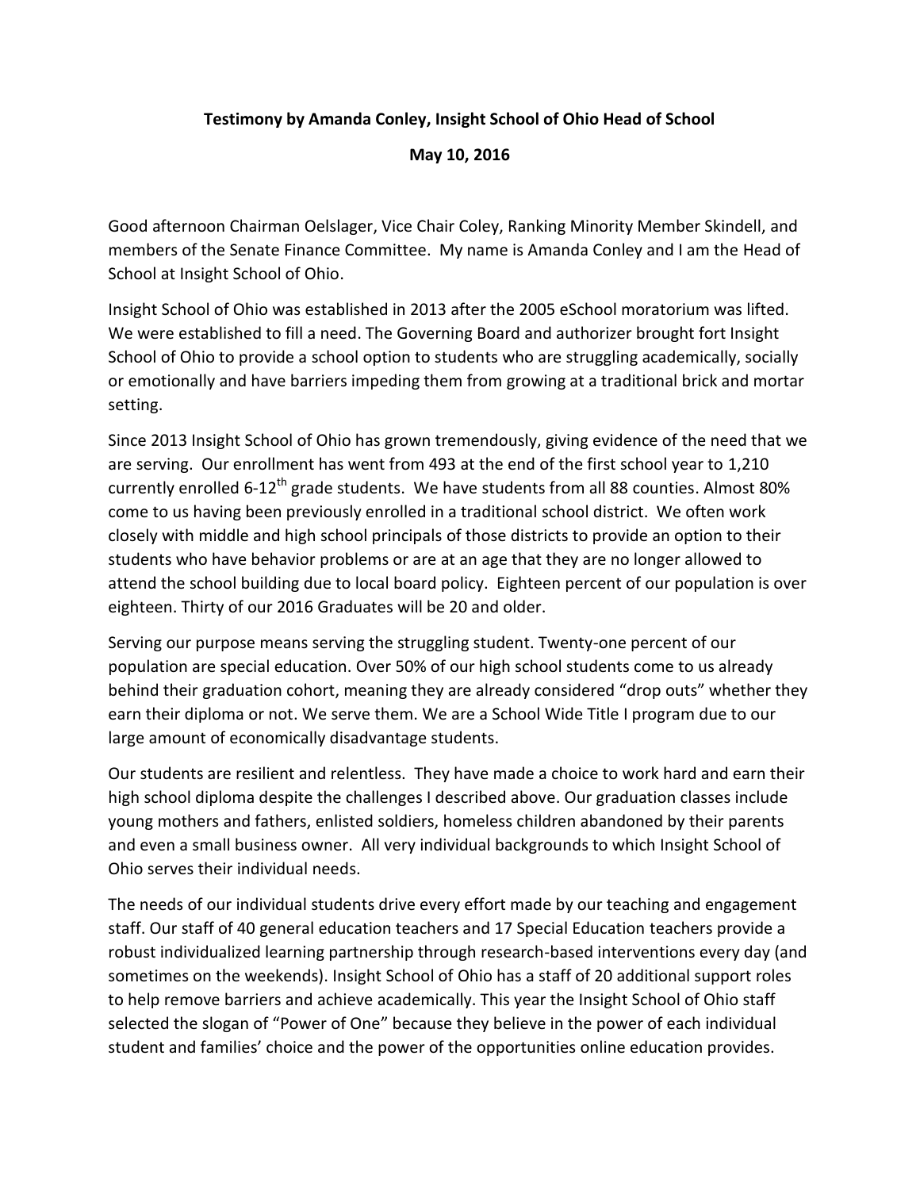**Testimony by Amanda Conley, Insight School of Ohio Head of School**

**May 10, 2016**

Good afternoon Chairman Oelslager, Vice Chair Coley, Ranking Minority Member Skindell, and members of the Senate Finance Committee. My name is Amanda Conley and I am the Head of School at Insight School of Ohio.

Insight School of Ohio was established in 2013 after the 2005 eSchool moratorium was lifted. We were established to fill a need. The Governing Board and authorizer brought fort Insight School of Ohio to provide a school option to students who are struggling academically, socially or emotionally and have barriers impeding them from growing at a traditional brick and mortar setting.

Since 2013 Insight School of Ohio has grown tremendously, giving evidence of the need that we are serving. Our enrollment has went from 493 at the end of the first school year to 1,210 currently enrolled 6-12th grade students. We have students from all 88 counties. Almost 80% come to us having been previously enrolled in a traditional school district. We often work closely with middle and high school principals of those districts to provide an option to their students who have behavior problems or are at an age that they are no longer allowed to attend the school building due to local board policy. Eighteen percent of our population is over eighteen. Thirty of our 2016 Graduates will be 20 and older.

Serving our purpose means serving the struggling student. Twenty-one percent of our population are special education. Over 50% of our high school students come to us already behind their graduation cohort, meaning they are already considered "drop outs" whether they earn their diploma or not. We serve them. We are a School Wide Title I program due to our large amount of economically disadvantage students.

Our students are resilient and relentless. They have made a choice to work hard and earn their high school diploma despite the challenges I described above. Our graduation classes include young mothers and fathers, enlisted soldiers, homeless children abandoned by their parents and even a small business owner. All very individual backgrounds to which Insight School of Ohio serves their individual needs.

The needs of our individual students drive every effort made by our teaching and engagement staff. Our staff of 40 general education teachers and 17 Special Education teachers provide a robust individualized learning partnership through research-based interventions every day (and sometimes on the weekends). Insight School of Ohio has a staff of 20 additional support roles to help remove barriers and achieve academically. This year the Insight School of Ohio staff selected the slogan of "Power of One" because they believe in the power of each individual student and families' choice and the power of the opportunities online education provides.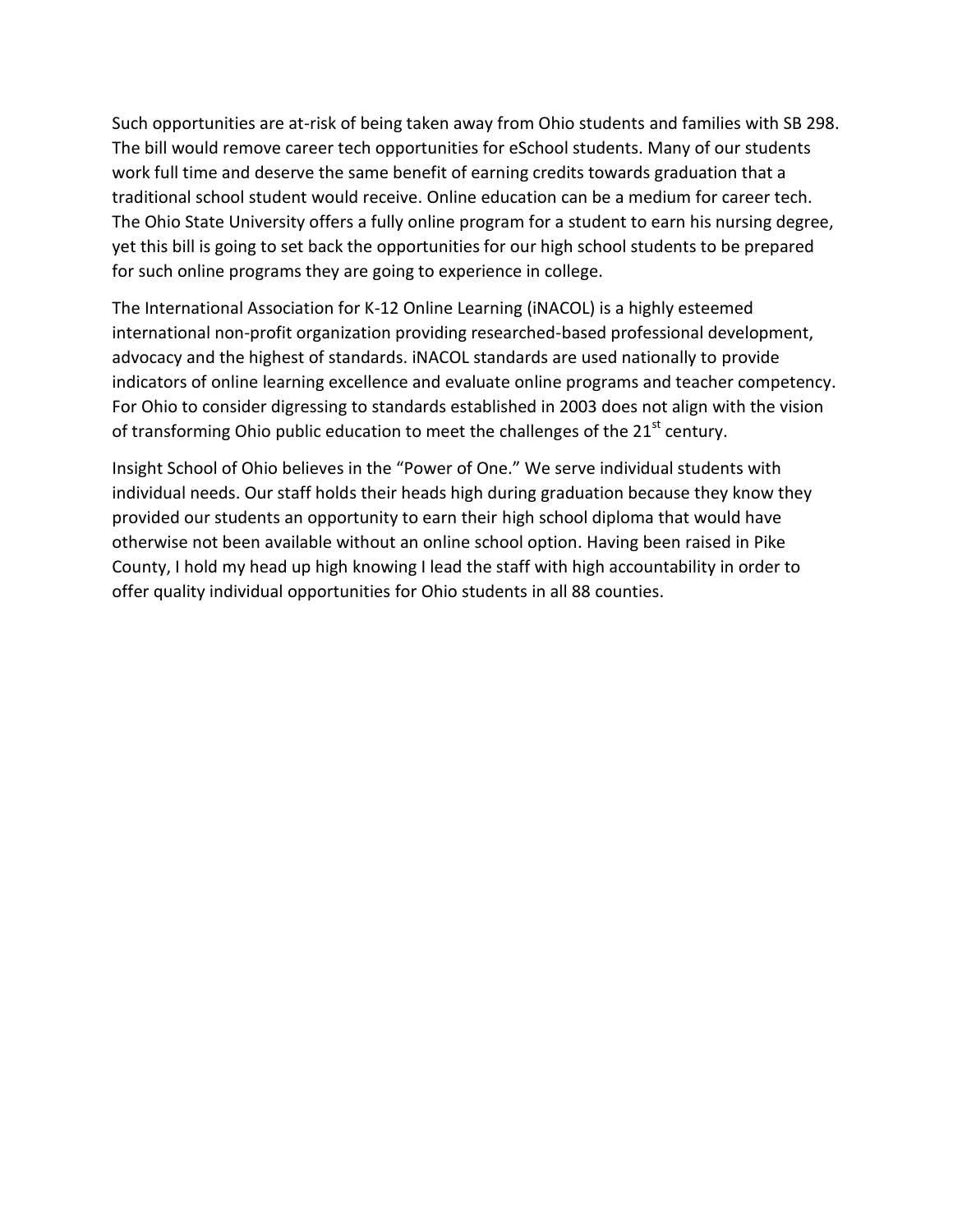Such opportunities are at-risk of being taken away from Ohio students and families with SB 298. The bill would remove career tech opportunities for eSchool students. Many of our students work full time and deserve the same benefit of earning credits towards graduation that a traditional school student would receive. Online education can be a medium for career tech. The Ohio State University offers a fully online program for a student to earn his nursing degree, yet this bill is going to set back the opportunities for our high school students to be prepared for such online programs they are going to experience in college.

The International Association for K-12 Online Learning (iNACOL) is a highly esteemed international non-profit organization providing researched-based professional development, advocacy and the highest of standards. iNACOL standards are used nationally to provide indicators of online learning excellence and evaluate online programs and teacher competency. For Ohio to consider digressing to standards established in 2003 does not align with the vision of transforming Ohio public education to meet the challenges of the 21st century.

Insight School of Ohio believes in the "Power of One." We serve individual students with individual needs. Our staff holds their heads high during graduation because they know they provided our students an opportunity to earn their high school diploma that would have otherwise not been available without an online school option. Having been raised in Pike County, I hold my head up high knowing I lead the staff with high accountability in order to offer quality individual opportunities for Ohio students in all 88 counties.